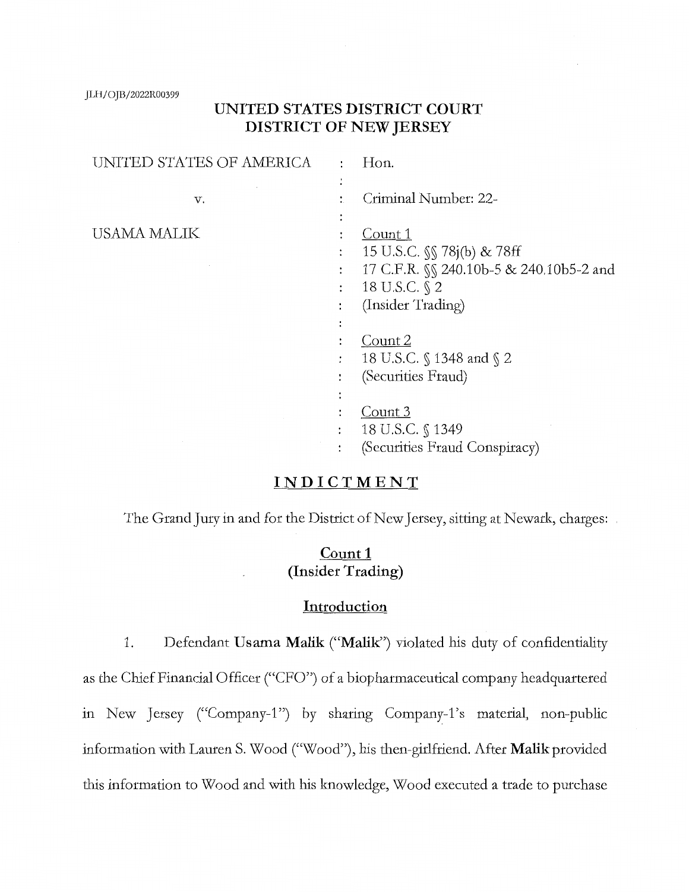JLH/OJB/2022R00399

# UNITED STATES DISTRICT COURT
# DISTRICT OF NEW JERSEY

| | | |
|---|---|---|
| UNITED STATES OF AMERICA | : | Hon. |
| | : | |
| v. | : | Criminal Number: 22- |
| | : | |
| USAMA MALIK | : | Count 1 |
| | : | 15 U.S.C. §§ 78j(b) & 78ff |
| | : | 17 C.F.R. §§ 240.10b-5 & 240.10b5-2 and |
| | : | 18 U.S.C. § 2 |
| | : | (Insider Trading) |
| | : | |
| | : | Count 2 |
| | : | 18 U.S.C. § 1348 and § 2 |
| | : | (Securities Fraud) |
| | : | |
| | : | Count 3 |
| | : | 18 U.S.C. § 1349 |
| | : | (Securities Fraud Conspiracy) |

## INDICTMENT

The Grand Jury in and for the District of New Jersey, sitting at Newark, charges:

### Count 1
### (Insider Trading)

#### Introduction

1. Defendant **Usama Malik** ("**Malik**") violated his duty of confidentiality as the Chief Financial Officer ("CFO") of a biopharmaceutical company headquartered in New Jersey ("Company-1") by sharing Company-1's material, non-public information with Lauren S. Wood ("Wood"), his then-girlfriend. After **Malik** provided this information to Wood and with his knowledge, Wood executed a trade to purchase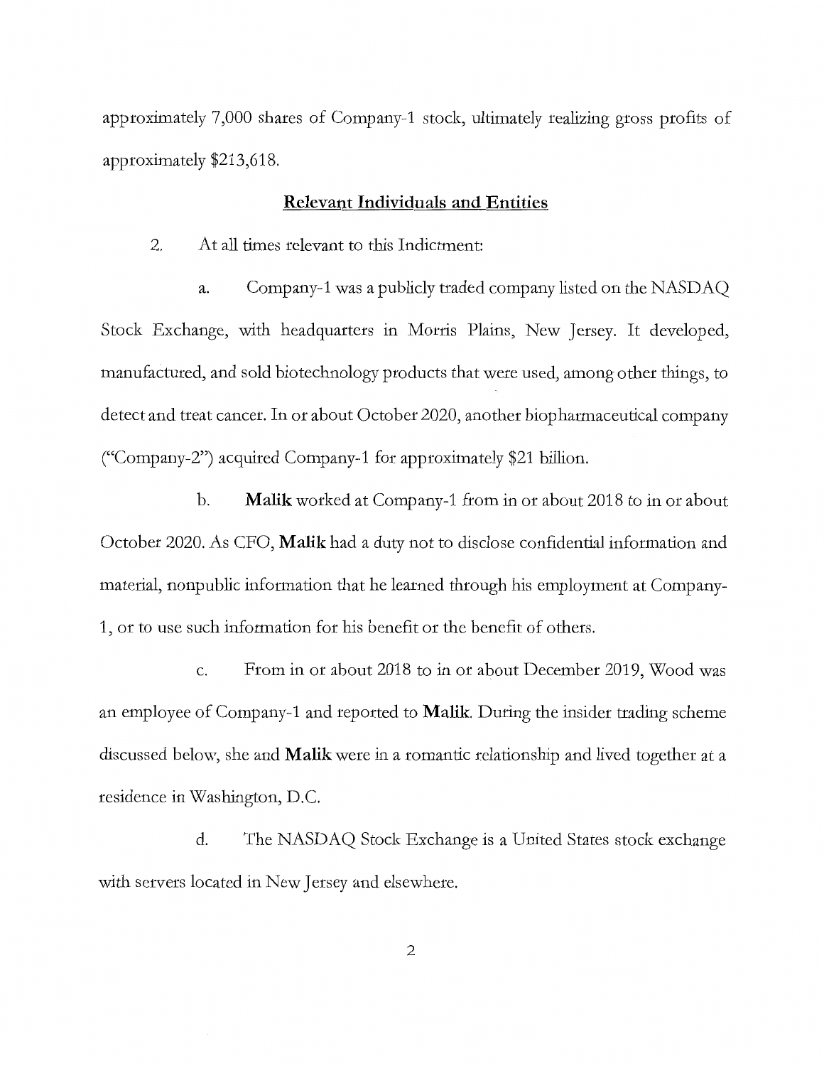approximately 7,000 shares of Company-1 stock, ultimately realizing gross profits of approximately $213,618.

**Relevant Individuals and Entities**

2. At all times relevant to this Indictment:

a. Company-1 was a publicly traded company listed on the NASDAQ Stock Exchange, with headquarters in Morris Plains, New Jersey. It developed, manufactured, and sold biotechnology products that were used, among other things, to detect and treat cancer. In or about October 2020, another biopharmaceutical company ("Company-2") acquired Company-1 for approximately $21 billion.

b. **Malik** worked at Company-1 from in or about 2018 to in or about October 2020. As CFO, **Malik** had a duty not to disclose confidential information and material, nonpublic information that he learned through his employment at Company-1, or to use such information for his benefit or the benefit of others.

c. From in or about 2018 to in or about December 2019, Wood was an employee of Company-1 and reported to **Malik**. During the insider trading scheme discussed below, she and **Malik** were in a romantic relationship and lived together at a residence in Washington, D.C.

d. The NASDAQ Stock Exchange is a United States stock exchange with servers located in New Jersey and elsewhere.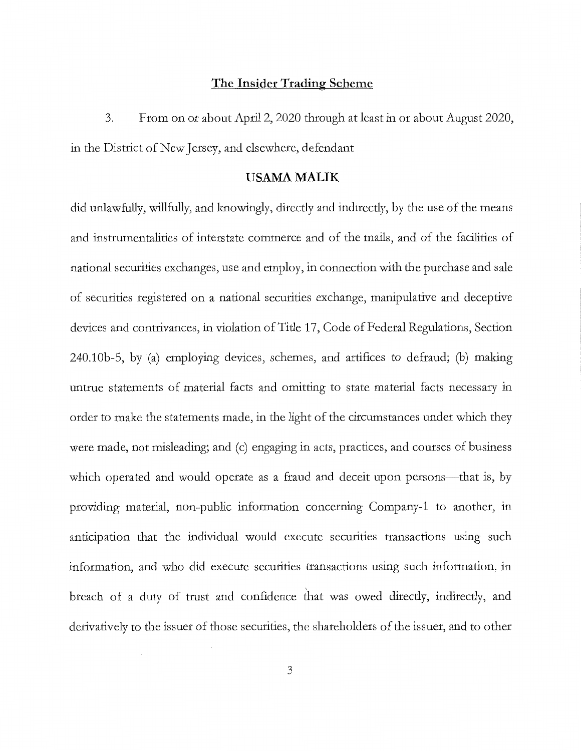## The Insider Trading Scheme

3. From on or about April 2, 2020 through at least in or about August 2020, in the District of New Jersey, and elsewhere, defendant

**USAMA MALIK**

did unlawfully, willfully, and knowingly, directly and indirectly, by the use of the means and instrumentalities of interstate commerce and of the mails, and of the facilities of national securities exchanges, use and employ, in connection with the purchase and sale of securities registered on a national securities exchange, manipulative and deceptive devices and contrivances, in violation of Title 17, Code of Federal Regulations, Section 240.10b-5, by (a) employing devices, schemes, and artifices to defraud; (b) making untrue statements of material facts and omitting to state material facts necessary in order to make the statements made, in the light of the circumstances under which they were made, not misleading; and (c) engaging in acts, practices, and courses of business which operated and would operate as a fraud and deceit upon persons—that is, by providing material, non-public information concerning Company-1 to another, in anticipation that the individual would execute securities transactions using such information, and who did execute securities transactions using such information, in breach of a duty of trust and confidence that was owed directly, indirectly, and derivatively to the issuer of those securities, the shareholders of the issuer, and to other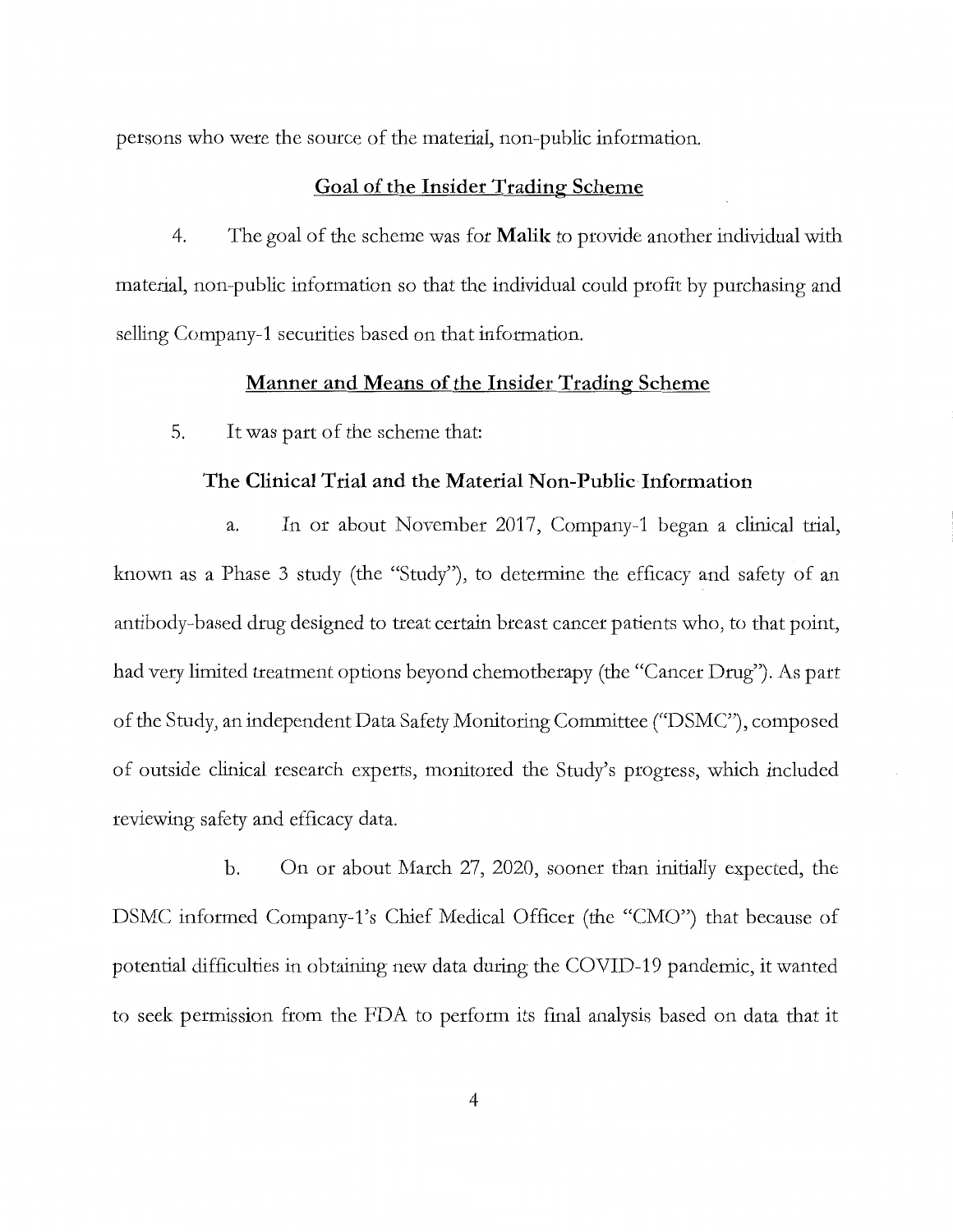persons who were the source of the material, non-public information.

## Goal of the Insider Trading Scheme

4. The goal of the scheme was for **Malik** to provide another individual with material, non-public information so that the individual could profit by purchasing and selling Company-1 securities based on that information.

## Manner and Means of the Insider Trading Scheme

5. It was part of the scheme that:

### The Clinical Trial and the Material Non-Public Information

a. In or about November 2017, Company-1 began a clinical trial, known as a Phase 3 study (the "Study"), to determine the efficacy and safety of an antibody-based drug designed to treat certain breast cancer patients who, to that point, had very limited treatment options beyond chemotherapy (the "Cancer Drug"). As part of the Study, an independent Data Safety Monitoring Committee ("DSMC"), composed of outside clinical research experts, monitored the Study's progress, which included reviewing safety and efficacy data.

b. On or about March 27, 2020, sooner than initially expected, the DSMC informed Company-1's Chief Medical Officer (the "CMO") that because of potential difficulties in obtaining new data during the COVID-19 pandemic, it wanted to seek permission from the FDA to perform its final analysis based on data that it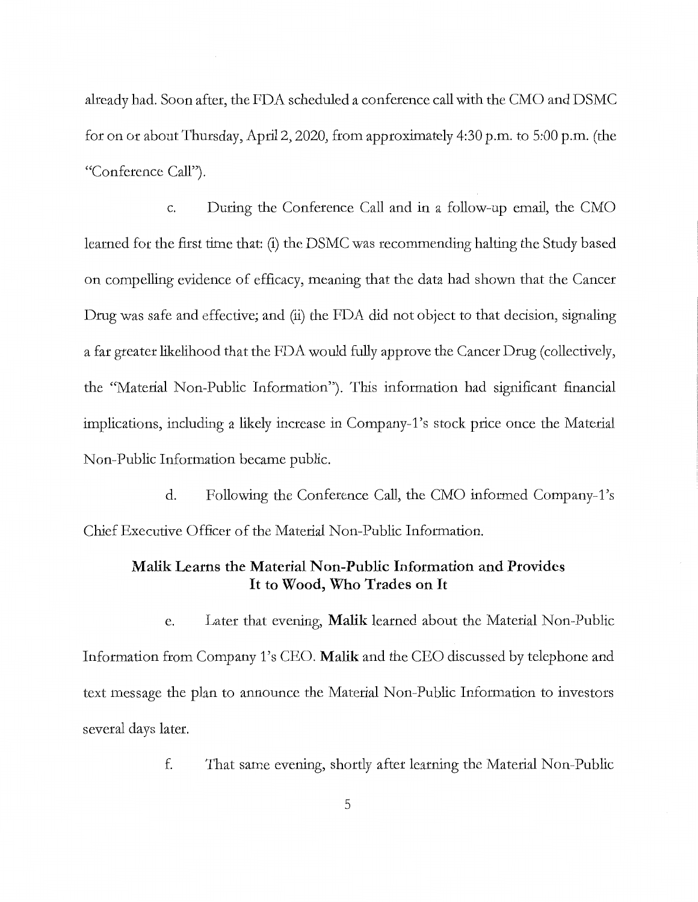already had. Soon after, the FDA scheduled a conference call with the CMO and DSMC for on or about Thursday, April 2, 2020, from approximately 4:30 p.m. to 5:00 p.m. (the "Conference Call").

c. During the Conference Call and in a follow-up email, the CMO learned for the first time that: (i) the DSMC was recommending halting the Study based on compelling evidence of efficacy, meaning that the data had shown that the Cancer Drug was safe and effective; and (ii) the FDA did not object to that decision, signaling a far greater likelihood that the FDA would fully approve the Cancer Drug (collectively, the "Material Non-Public Information"). This information had significant financial implications, including a likely increase in Company-1's stock price once the Material Non-Public Information became public.

d. Following the Conference Call, the CMO informed Company-1's Chief Executive Officer of the Material Non-Public Information.

**Malik Learns the Material Non-Public Information and Provides It to Wood, Who Trades on It**

e. Later that evening, **Malik** learned about the Material Non-Public Information from Company 1's CEO. **Malik** and the CEO discussed by telephone and text message the plan to announce the Material Non-Public Information to investors several days later.

f. That same evening, shortly after learning the Material Non-Public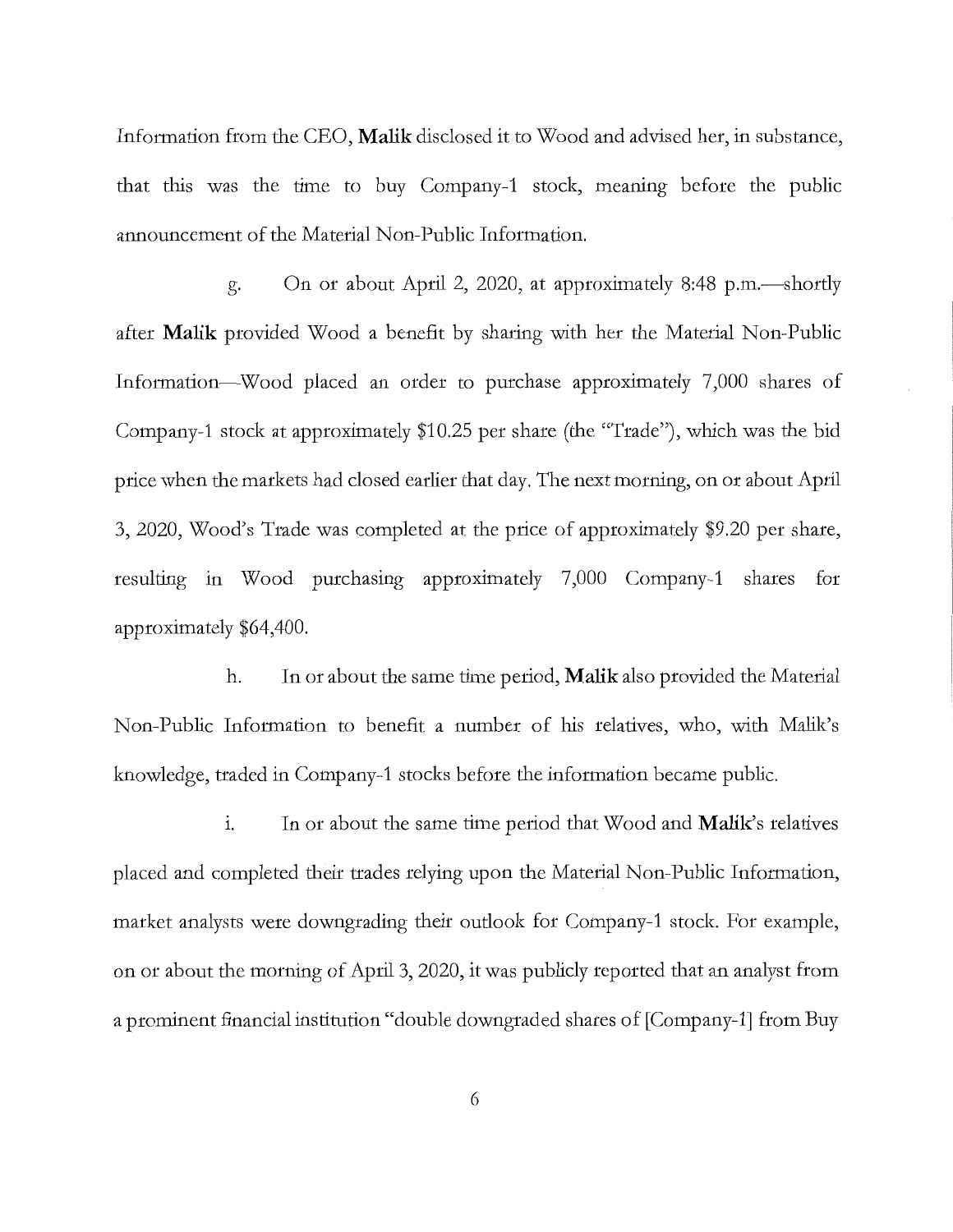Information from the CEO, **Malik** disclosed it to Wood and advised her, in substance, that this was the time to buy Company-1 stock, meaning before the public announcement of the Material Non-Public Information.

g. On or about April 2, 2020, at approximately 8:48 p.m.—shortly after **Malik** provided Wood a benefit by sharing with her the Material Non-Public Information—Wood placed an order to purchase approximately 7,000 shares of Company-1 stock at approximately $10.25 per share (the "Trade"), which was the bid price when the markets had closed earlier that day. The next morning, on or about April 3, 2020, Wood's Trade was completed at the price of approximately $9.20 per share, resulting in Wood purchasing approximately 7,000 Company-1 shares for approximately $64,400.

h. In or about the same time period, **Malik** also provided the Material Non-Public Information to benefit a number of his relatives, who, with Malik's knowledge, traded in Company-1 stocks before the information became public.

i. In or about the same time period that Wood and **Malik**'s relatives placed and completed their trades relying upon the Material Non-Public Information, market analysts were downgrading their outlook for Company-1 stock. For example, on or about the morning of April 3, 2020, it was publicly reported that an analyst from a prominent financial institution "double downgraded shares of [Company-1] from Buy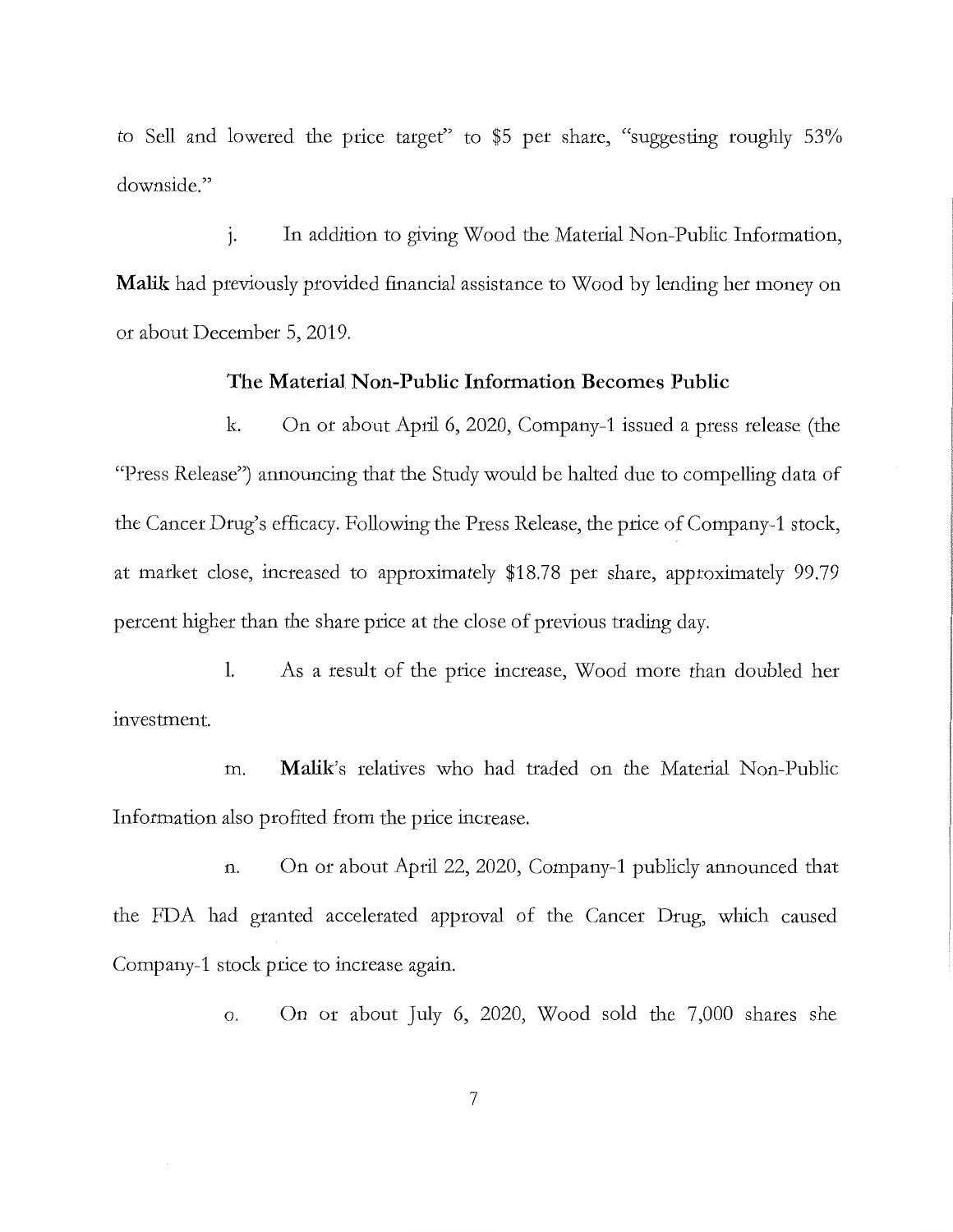to Sell and lowered the price target" to $5 per share, "suggesting roughly 53% downside."

j. In addition to giving Wood the Material Non-Public Information, **Malik** had previously provided financial assistance to Wood by lending her money on or about December 5, 2019.

### The Material Non-Public Information Becomes Public

k. On or about April 6, 2020, Company-1 issued a press release (the "Press Release") announcing that the Study would be halted due to compelling data of the Cancer Drug's efficacy. Following the Press Release, the price of Company-1 stock, at market close, increased to approximately $18.78 per share, approximately 99.79 percent higher than the share price at the close of previous trading day.

l. As a result of the price increase, Wood more than doubled her investment.

m. **Malik**'s relatives who had traded on the Material Non-Public Information also profited from the price increase.

n. On or about April 22, 2020, Company-1 publicly announced that the FDA had granted accelerated approval of the Cancer Drug, which caused Company-1 stock price to increase again.

o. On or about July 6, 2020, Wood sold the 7,000 shares she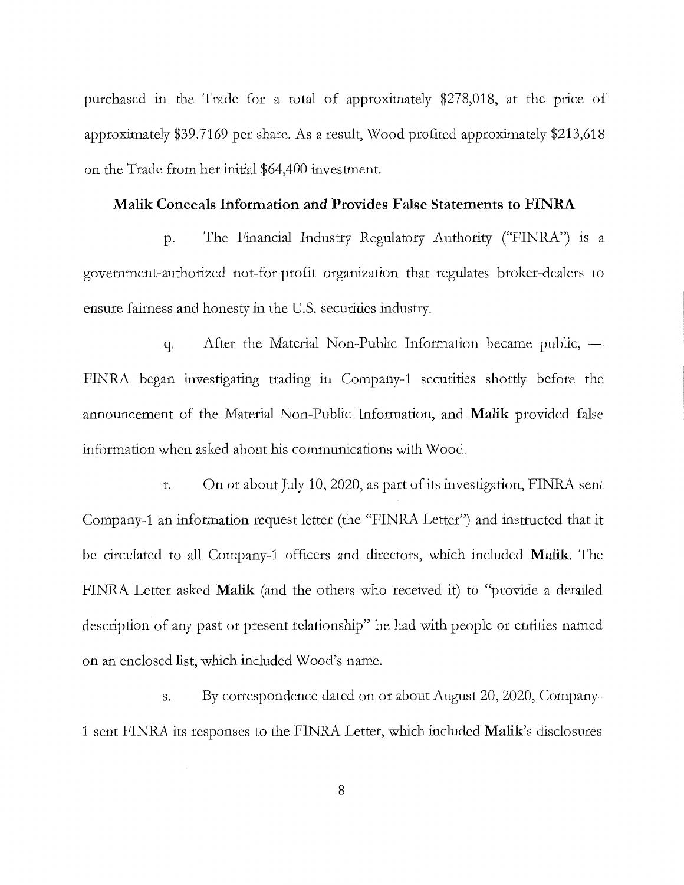purchased in the Trade for a total of approximately $278,018, at the price of approximately $39.7169 per share. As a result, Wood profited approximately $213,618 on the Trade from her initial $64,400 investment.

**Malik Conceals Information and Provides False Statements to FINRA**

p. The Financial Industry Regulatory Authority ("FINRA") is a government-authorized not-for-profit organization that regulates broker-dealers to ensure fairness and honesty in the U.S. securities industry.

q. After the Material Non-Public Information became public, — FINRA began investigating trading in Company-1 securities shortly before the announcement of the Material Non-Public Information, and **Malik** provided false information when asked about his communications with Wood.

r. On or about July 10, 2020, as part of its investigation, FINRA sent Company-1 an information request letter (the "FINRA Letter") and instructed that it be circulated to all Company-1 officers and directors, which included **Malik**. The FINRA Letter asked **Malik** (and the others who received it) to "provide a detailed description of any past or present relationship" he had with people or entities named on an enclosed list, which included Wood's name.

s. By correspondence dated on or about August 20, 2020, Company-1 sent FINRA its responses to the FINRA Letter, which included **Malik**'s disclosures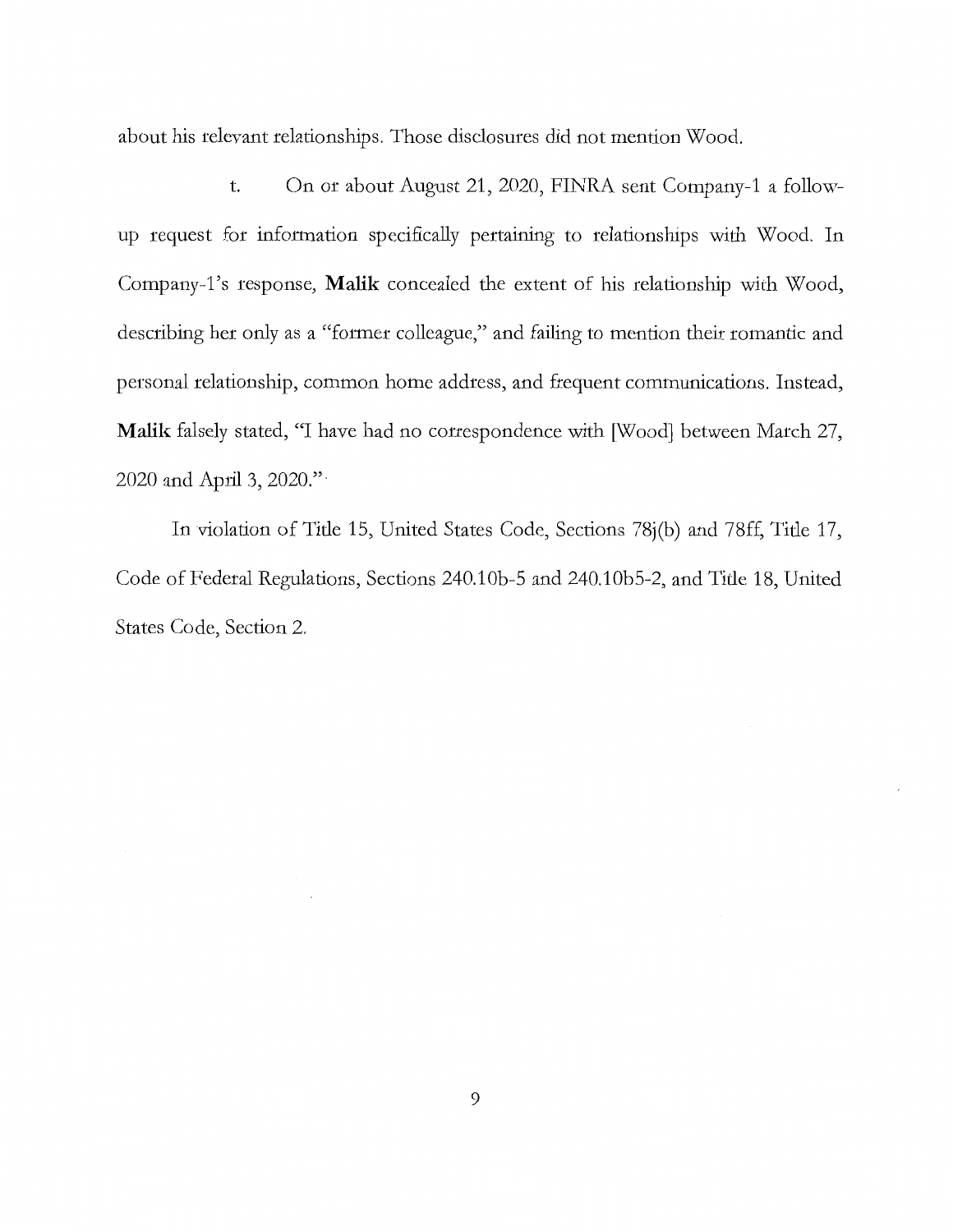about his relevant relationships. Those disclosures did not mention Wood.

t. On or about August 21, 2020, FINRA sent Company-1 a follow-up request for information specifically pertaining to relationships with Wood. In Company-1's response, **Malik** concealed the extent of his relationship with Wood, describing her only as a "former colleague," and failing to mention their romantic and personal relationship, common home address, and frequent communications. Instead, **Malik** falsely stated, "I have had no correspondence with [Wood] between March 27, 2020 and April 3, 2020."

In violation of Title 15, United States Code, Sections 78j(b) and 78ff, Title 17, Code of Federal Regulations, Sections 240.10b-5 and 240.10b5-2, and Title 18, United States Code, Section 2.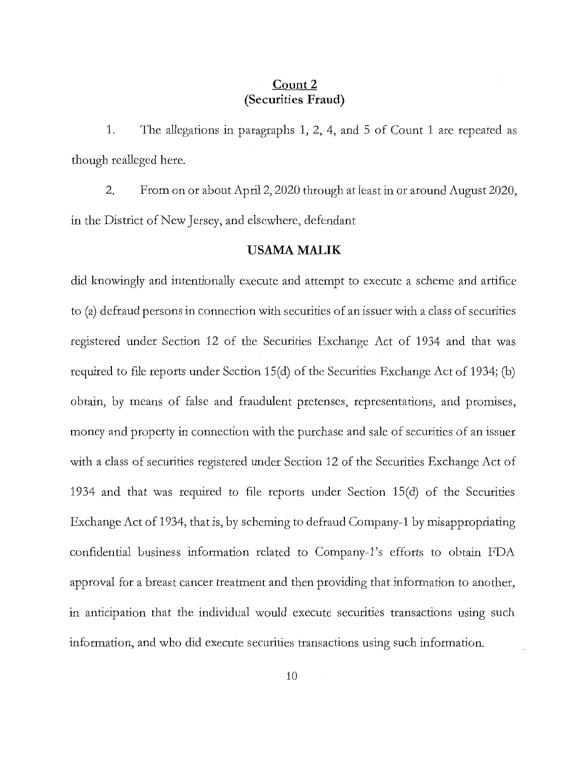## <u>Count 2</u>
## (Securities Fraud)

1. The allegations in paragraphs 1, 2, 4, and 5 of Count 1 are repeated as though realleged here.

2. From on or about April 2, 2020 through at least in or around August 2020, in the District of New Jersey, and elsewhere, defendant

**USAMA MALIK**

did knowingly and intentionally execute and attempt to execute a scheme and artifice to (a) defraud persons in connection with securities of an issuer with a class of securities registered under Section 12 of the Securities Exchange Act of 1934 and that was required to file reports under Section 15(d) of the Securities Exchange Act of 1934; (b) obtain, by means of false and fraudulent pretenses, representations, and promises, money and property in connection with the purchase and sale of securities of an issuer with a class of securities registered under Section 12 of the Securities Exchange Act of 1934 and that was required to file reports under Section 15(d) of the Securities Exchange Act of 1934, that is, by scheming to defraud Company-1 by misappropriating confidential business information related to Company-1's efforts to obtain FDA approval for a breast cancer treatment and then providing that information to another, in anticipation that the individual would execute securities transactions using such information, and who did execute securities transactions using such information.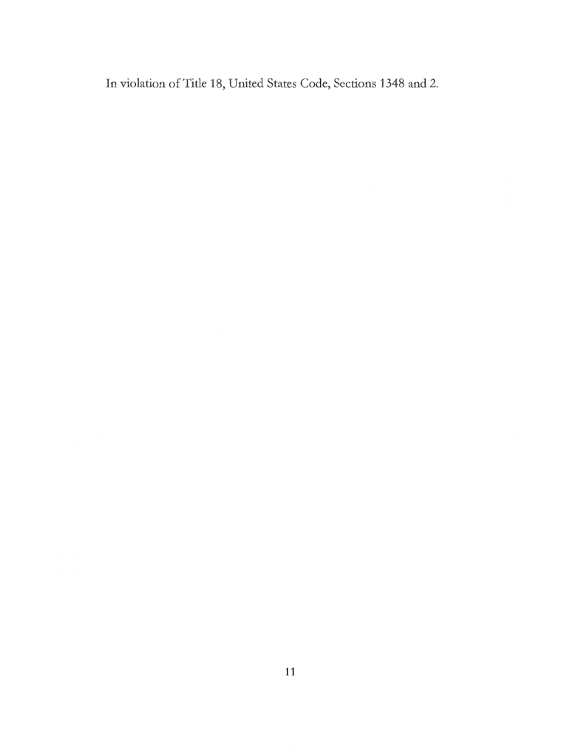In violation of Title 18, United States Code, Sections 1348 and 2.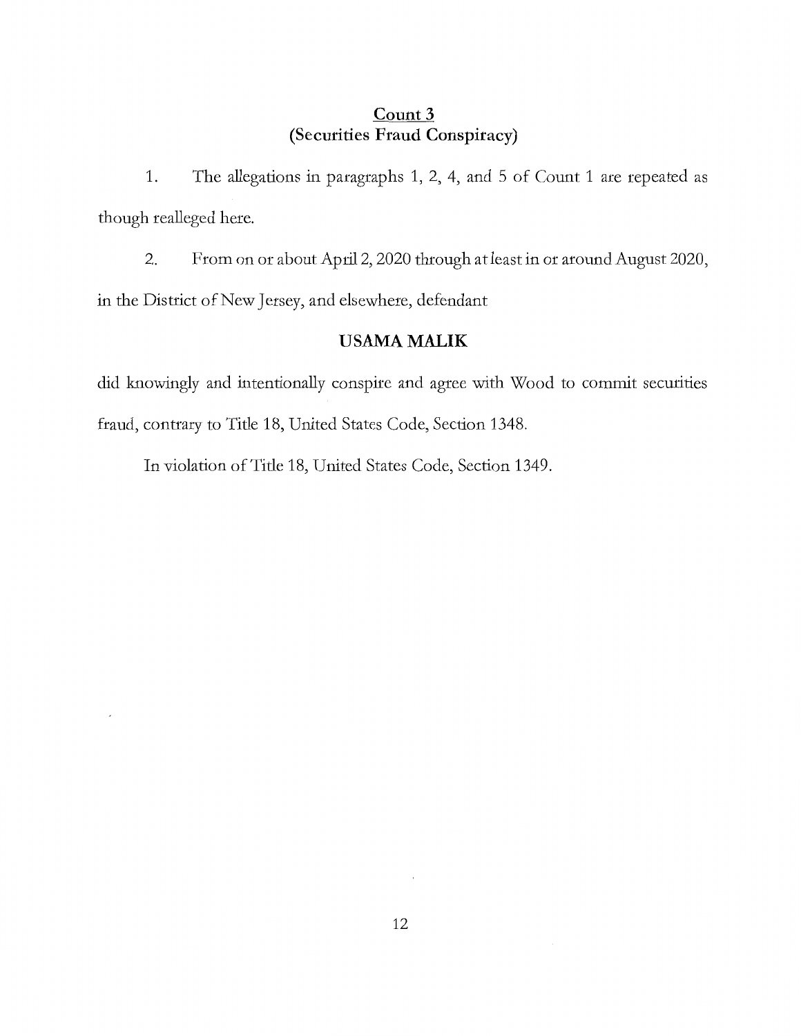## Count 3
## (Securities Fraud Conspiracy)

1. The allegations in paragraphs 1, 2, 4, and 5 of Count 1 are repeated as though realleged here.

2. From on or about April 2, 2020 through at least in or around August 2020, in the District of New Jersey, and elsewhere, defendant

**USAMA MALIK**

did knowingly and intentionally conspire and agree with Wood to commit securities fraud, contrary to Title 18, United States Code, Section 1348.

In violation of Title 18, United States Code, Section 1349.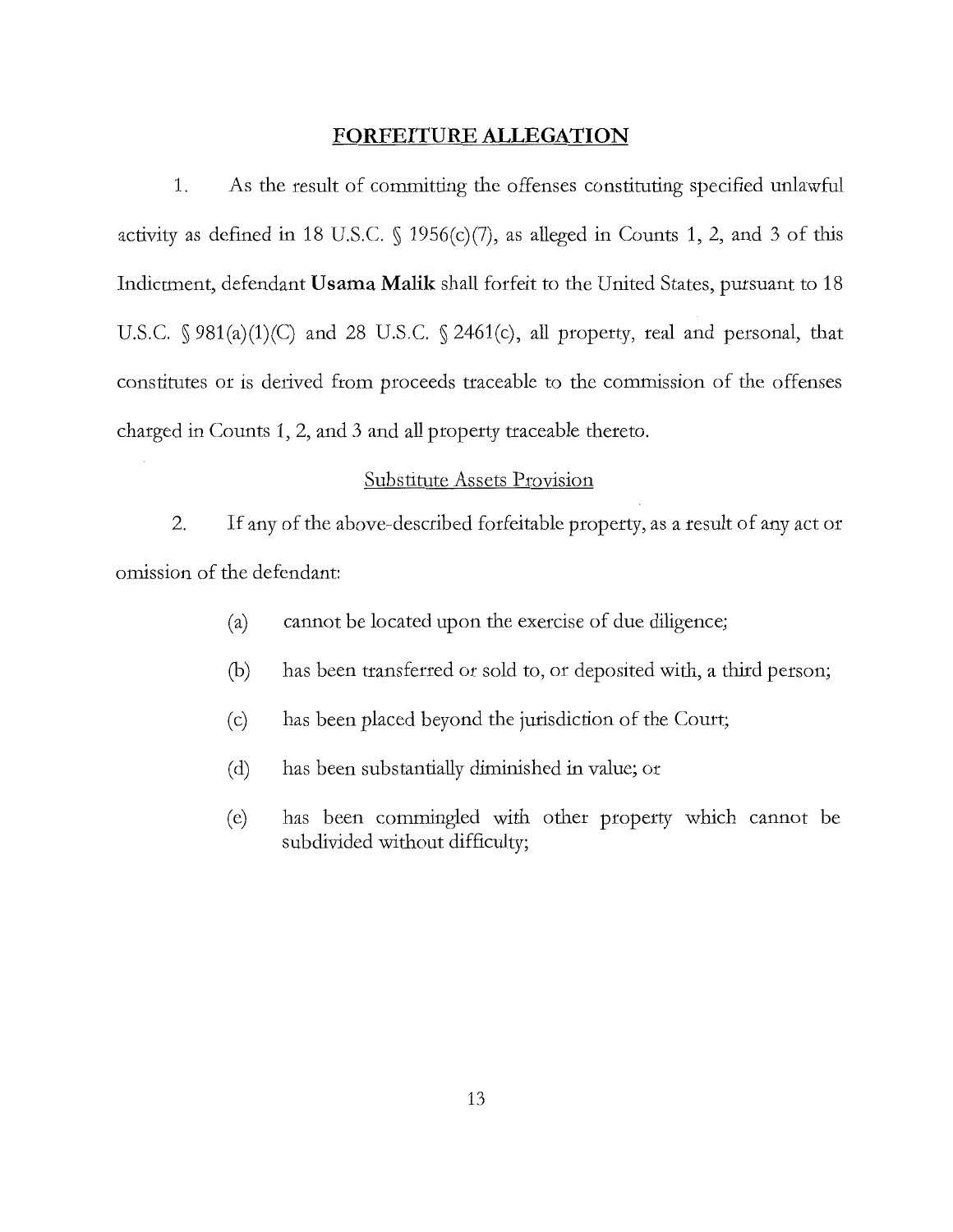# FORFEITURE ALLEGATION

1. As the result of committing the offenses constituting specified unlawful activity as defined in 18 U.S.C. § 1956(c)(7), as alleged in Counts 1, 2, and 3 of this Indictment, defendant **Usama Malik** shall forfeit to the United States, pursuant to 18 U.S.C. § 981(a)(1)(C) and 28 U.S.C. § 2461(c), all property, real and personal, that constitutes or is derived from proceeds traceable to the commission of the offenses charged in Counts 1, 2, and 3 and all property traceable thereto.

## Substitute Assets Provision

2. If any of the above-described forfeitable property, as a result of any act or omission of the defendant:

(a) cannot be located upon the exercise of due diligence;

(b) has been transferred or sold to, or deposited with, a third person;

(c) has been placed beyond the jurisdiction of the Court;

(d) has been substantially diminished in value; or

(e) has been commingled with other property which cannot be subdivided without difficulty;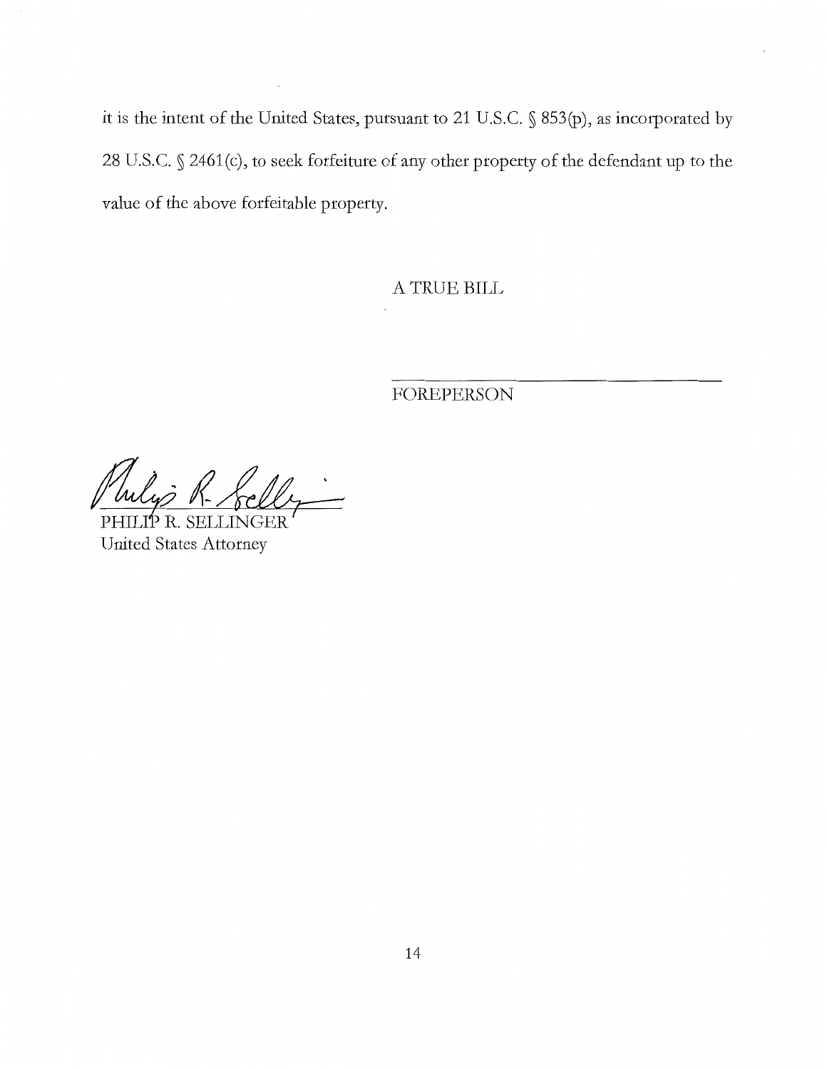it is the intent of the United States, pursuant to 21 U.S.C. § 853(p), as incorporated by 28 U.S.C. § 2461(c), to seek forfeiture of any other property of the defendant up to the value of the above forfeitable property.

A TRUE BILL

______________________________

FOREPERSON

PHILIP R. SELLINGER
United States Attorney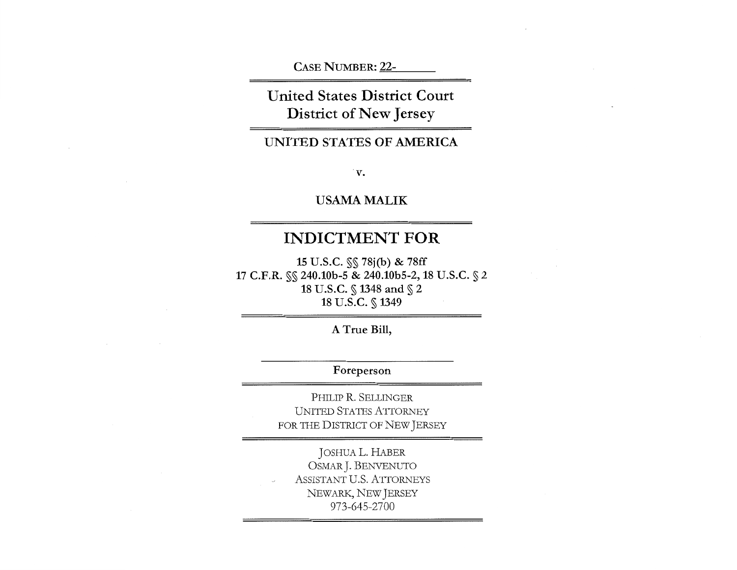CASE NUMBER: 22-\_\_\_\_\_\_\_

# United States District Court District of New Jersey

## UNITED STATES OF AMERICA

v.

## USAMA MALIK

# INDICTMENT FOR

**15 U.S.C. §§ 78j(b) & 78ff**
**17 C.F.R. §§ 240.10b-5 & 240.10b5-2, 18 U.S.C. § 2**
**18 U.S.C. § 1348 and § 2**
**18 U.S.C. § 1349**

**A True Bill,**

\_\_\_\_\_\_\_\_\_\_\_\_\_\_\_\_\_\_\_\_\_\_\_\_\_\_\_\_\_\_

**Foreperson**

PHILIP R. SELLINGER
UNITED STATES ATTORNEY
FOR THE DISTRICT OF NEW JERSEY

JOSHUA L. HABER
OSMAR J. BENVENUTO
ASSISTANT U.S. ATTORNEYS
NEWARK, NEW JERSEY
973-645-2700